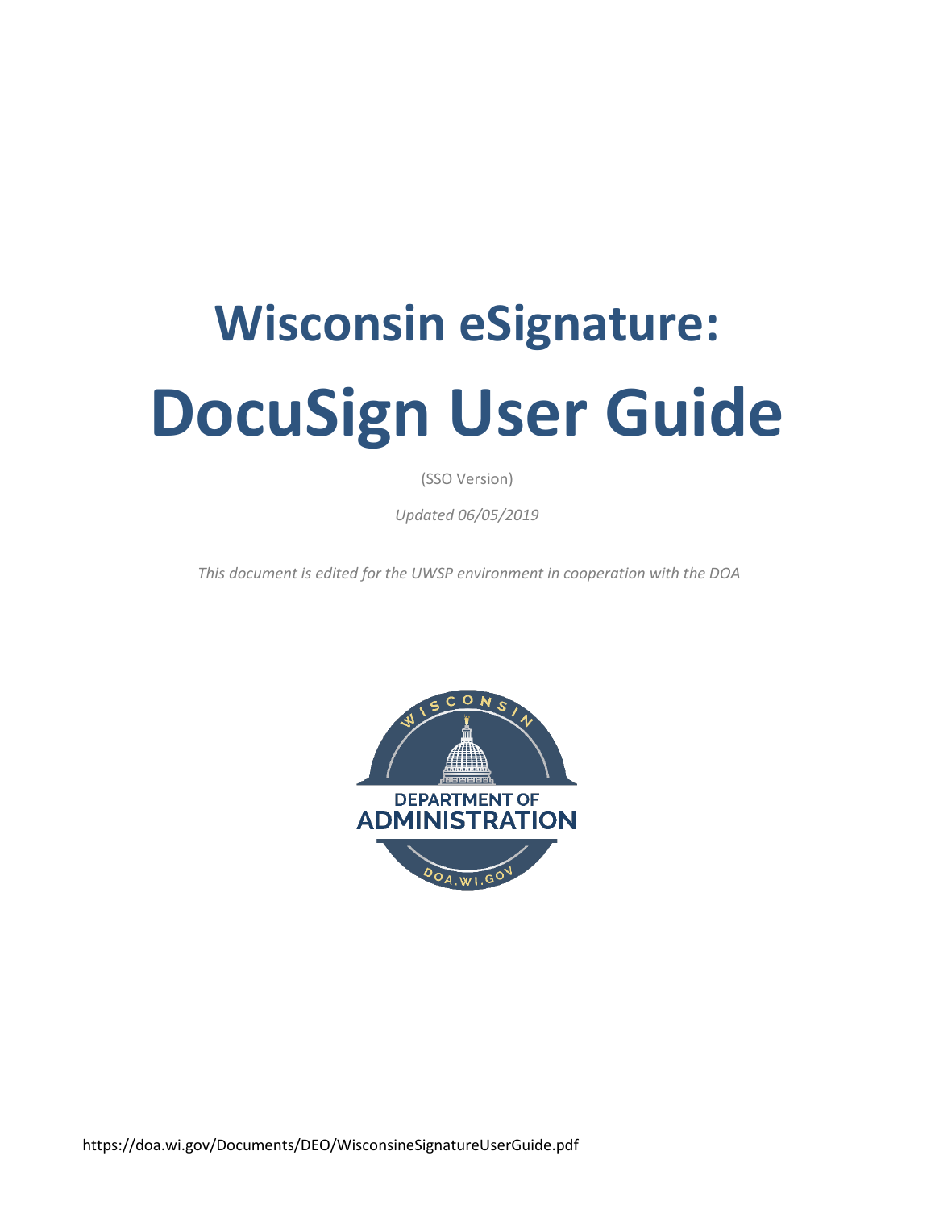# Wisconsin eSignature:

# DocuSign User Guide

(SSO Version)

*Updated 06/05/2019*

*This document is edited for the UWSP environment in cooperation with the DOA*

WISCONSIN

DEPARTMENT OF
ADMINISTRATION

DOA.WI.GOV

https://doa.wi.gov/Documents/DEO/WisconsineSignatureUserGuide.pdf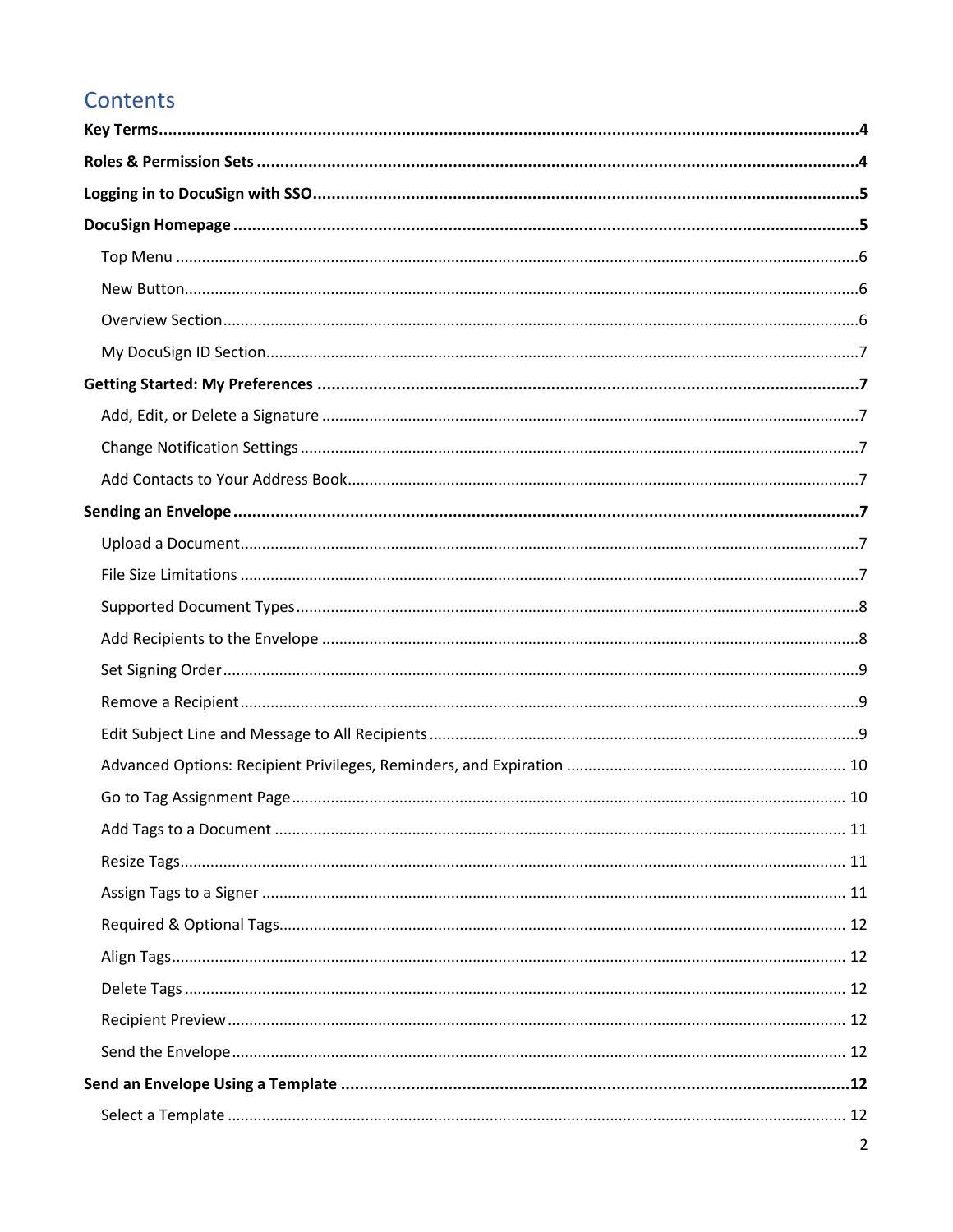## Contents

**Key Terms** .......... 4

**Roles & Permission Sets** .......... 4

**Logging in to DocuSign with SSO** .......... 5

**DocuSign Homepage** .......... 5

- Top Menu .......... 6
- New Button .......... 6
- Overview Section .......... 6
- My DocuSign ID Section .......... 7

**Getting Started: My Preferences** .......... 7

- Add, Edit, or Delete a Signature .......... 7
- Change Notification Settings .......... 7
- Add Contacts to Your Address Book .......... 7

**Sending an Envelope** .......... 7

- Upload a Document .......... 7
- File Size Limitations .......... 7
- Supported Document Types .......... 8
- Add Recipients to the Envelope .......... 8
- Set Signing Order .......... 9
- Remove a Recipient .......... 9
- Edit Subject Line and Message to All Recipients .......... 9
- Advanced Options: Recipient Privileges, Reminders, and Expiration .......... 10
- Go to Tag Assignment Page .......... 10
- Add Tags to a Document .......... 11
- Resize Tags .......... 11
- Assign Tags to a Signer .......... 11
- Required & Optional Tags .......... 12
- Align Tags .......... 12
- Delete Tags .......... 12
- Recipient Preview .......... 12
- Send the Envelope .......... 12

**Send an Envelope Using a Template** .......... 12

- Select a Template .......... 12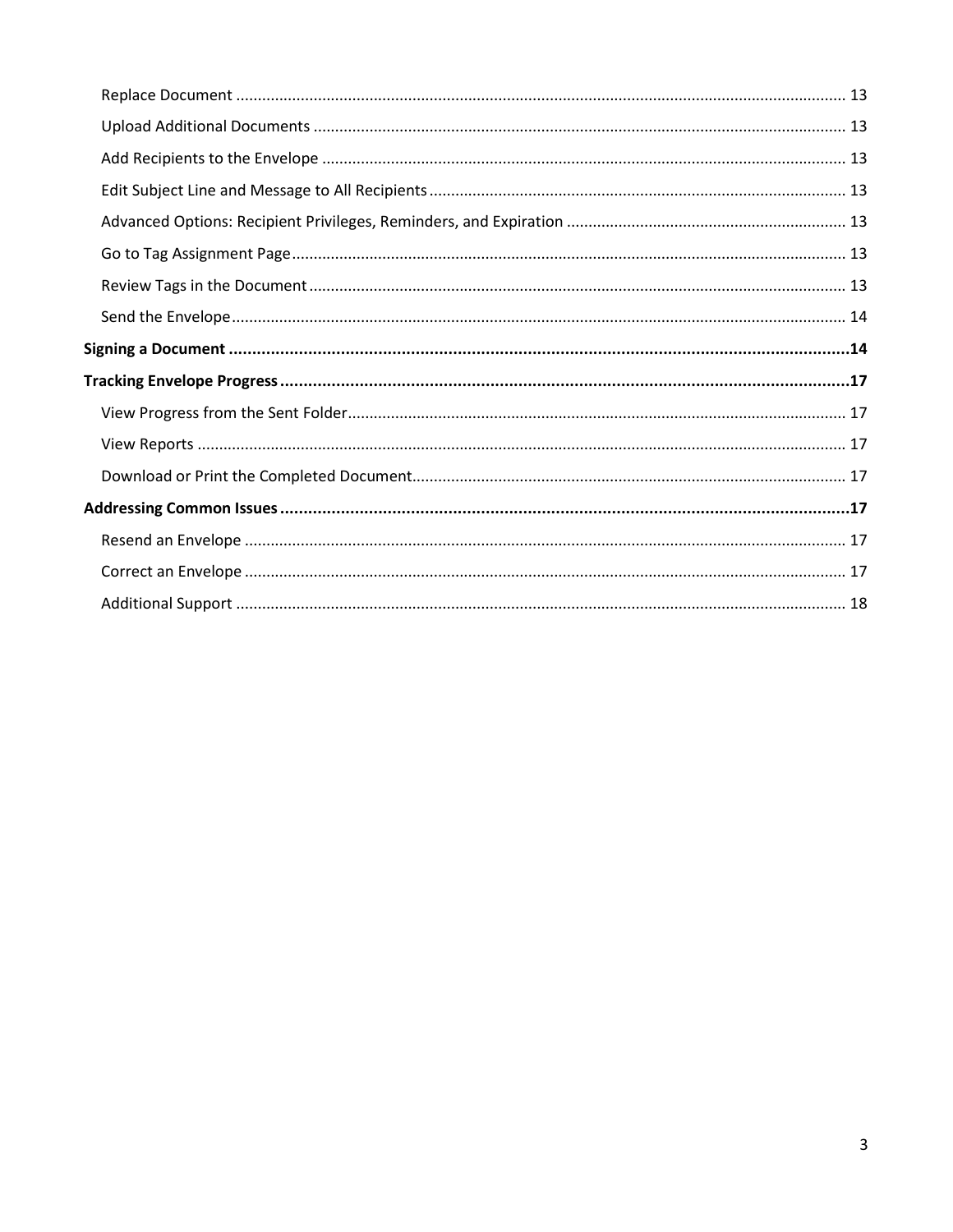Replace Document ... 13

Upload Additional Documents ... 13

Add Recipients to the Envelope ... 13

Edit Subject Line and Message to All Recipients ... 13

Advanced Options: Recipient Privileges, Reminders, and Expiration ... 13

Go to Tag Assignment Page ... 13

Review Tags in the Document ... 13

Send the Envelope ... 14

**Signing a Document ... 14**

**Tracking Envelope Progress ... 17**

View Progress from the Sent Folder ... 17

View Reports ... 17

Download or Print the Completed Document ... 17

**Addressing Common Issues ... 17**

Resend an Envelope ... 17

Correct an Envelope ... 17

Additional Support ... 18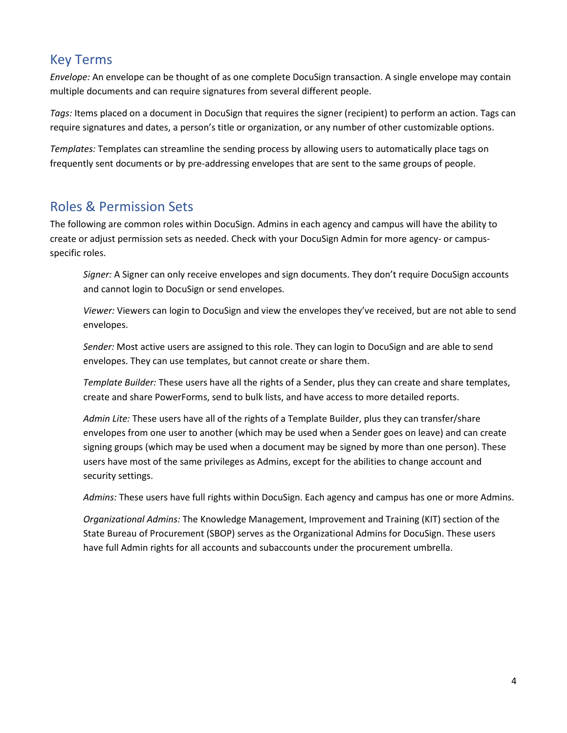## Key Terms

*Envelope:* An envelope can be thought of as one complete DocuSign transaction. A single envelope may contain multiple documents and can require signatures from several different people.

*Tags:* Items placed on a document in DocuSign that requires the signer (recipient) to perform an action. Tags can require signatures and dates, a person's title or organization, or any number of other customizable options.

*Templates:* Templates can streamline the sending process by allowing users to automatically place tags on frequently sent documents or by pre-addressing envelopes that are sent to the same groups of people.

## Roles & Permission Sets

The following are common roles within DocuSign. Admins in each agency and campus will have the ability to create or adjust permission sets as needed. Check with your DocuSign Admin for more agency- or campus-specific roles.

> *Signer:* A Signer can only receive envelopes and sign documents. They don't require DocuSign accounts and cannot login to DocuSign or send envelopes.
>
> *Viewer:* Viewers can login to DocuSign and view the envelopes they've received, but are not able to send envelopes.
>
> *Sender:* Most active users are assigned to this role. They can login to DocuSign and are able to send envelopes. They can use templates, but cannot create or share them.
>
> *Template Builder:* These users have all the rights of a Sender, plus they can create and share templates, create and share PowerForms, send to bulk lists, and have access to more detailed reports.
>
> *Admin Lite:* These users have all of the rights of a Template Builder, plus they can transfer/share envelopes from one user to another (which may be used when a Sender goes on leave) and can create signing groups (which may be used when a document may be signed by more than one person). These users have most of the same privileges as Admins, except for the abilities to change account and security settings.
>
> *Admins:* These users have full rights within DocuSign. Each agency and campus has one or more Admins.
>
> *Organizational Admins:* The Knowledge Management, Improvement and Training (KIT) section of the State Bureau of Procurement (SBOP) serves as the Organizational Admins for DocuSign. These users have full Admin rights for all accounts and subaccounts under the procurement umbrella.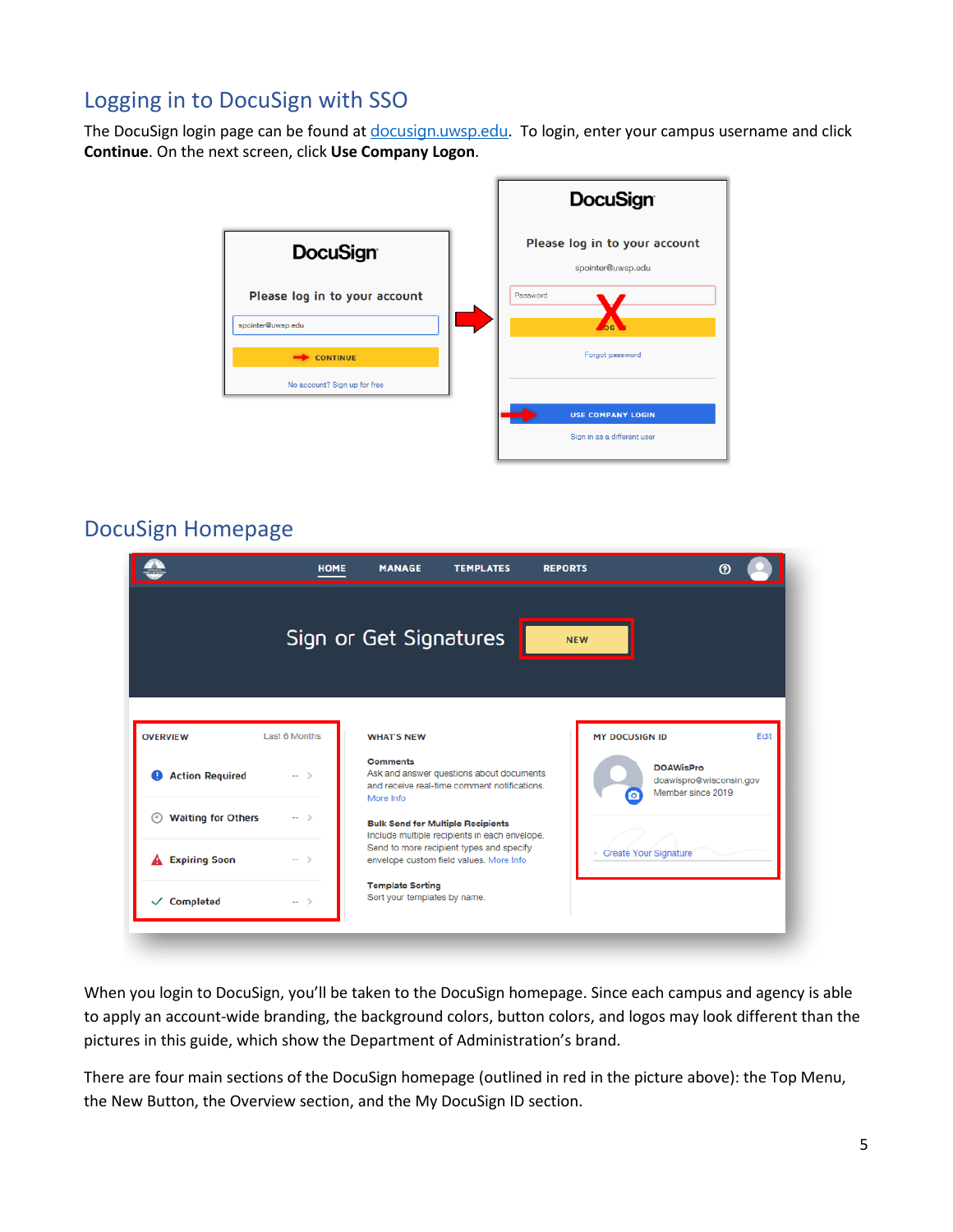## Logging in to DocuSign with SSO

The DocuSign login page can be found at [docusign.uwsp.edu](docusign.uwsp.edu). To login, enter your campus username and click **Continue**. On the next screen, click **Use Company Logon**.

## DocuSign Homepage

When you login to DocuSign, you'll be taken to the DocuSign homepage. Since each campus and agency is able to apply an account-wide branding, the background colors, button colors, and logos may look different than the pictures in this guide, which show the Department of Administration's brand.

There are four main sections of the DocuSign homepage (outlined in red in the picture above): the Top Menu, the New Button, the Overview section, and the My DocuSign ID section.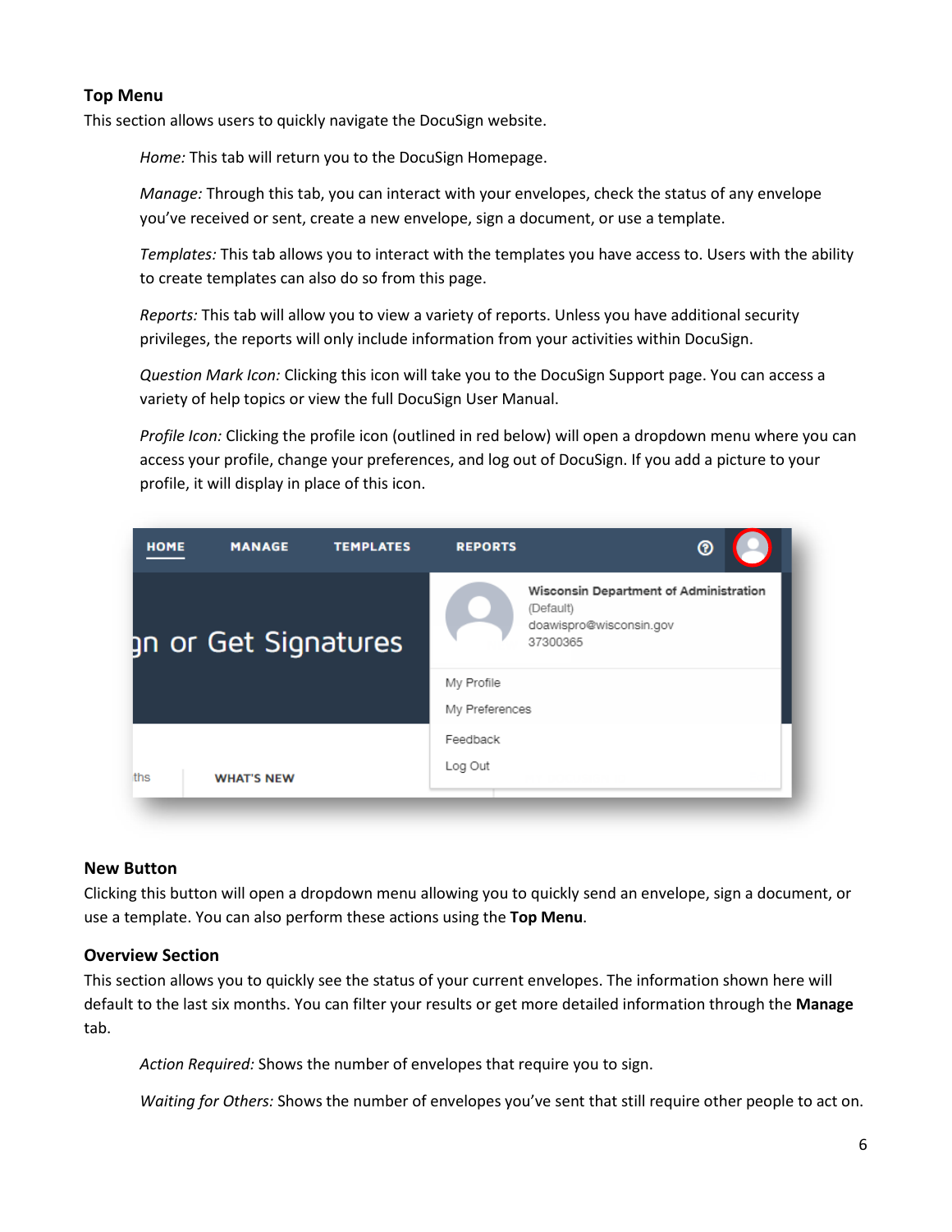### Top Menu

This section allows users to quickly navigate the DocuSign website.

*Home:* This tab will return you to the DocuSign Homepage.

*Manage:* Through this tab, you can interact with your envelopes, check the status of any envelope you've received or sent, create a new envelope, sign a document, or use a template.

*Templates:* This tab allows you to interact with the templates you have access to. Users with the ability to create templates can also do so from this page.

*Reports:* This tab will allow you to view a variety of reports. Unless you have additional security privileges, the reports will only include information from your activities within DocuSign.

*Question Mark Icon:* Clicking this icon will take you to the DocuSign Support page. You can access a variety of help topics or view the full DocuSign User Manual.

*Profile Icon:* Clicking the profile icon (outlined in red below) will open a dropdown menu where you can access your profile, change your preferences, and log out of DocuSign. If you add a picture to your profile, it will display in place of this icon.

### New Button

Clicking this button will open a dropdown menu allowing you to quickly send an envelope, sign a document, or use a template. You can also perform these actions using the **Top Menu**.

### Overview Section

This section allows you to quickly see the status of your current envelopes. The information shown here will default to the last six months. You can filter your results or get more detailed information through the **Manage** tab.

*Action Required:* Shows the number of envelopes that require you to sign.

*Waiting for Others:* Shows the number of envelopes you've sent that still require other people to act on.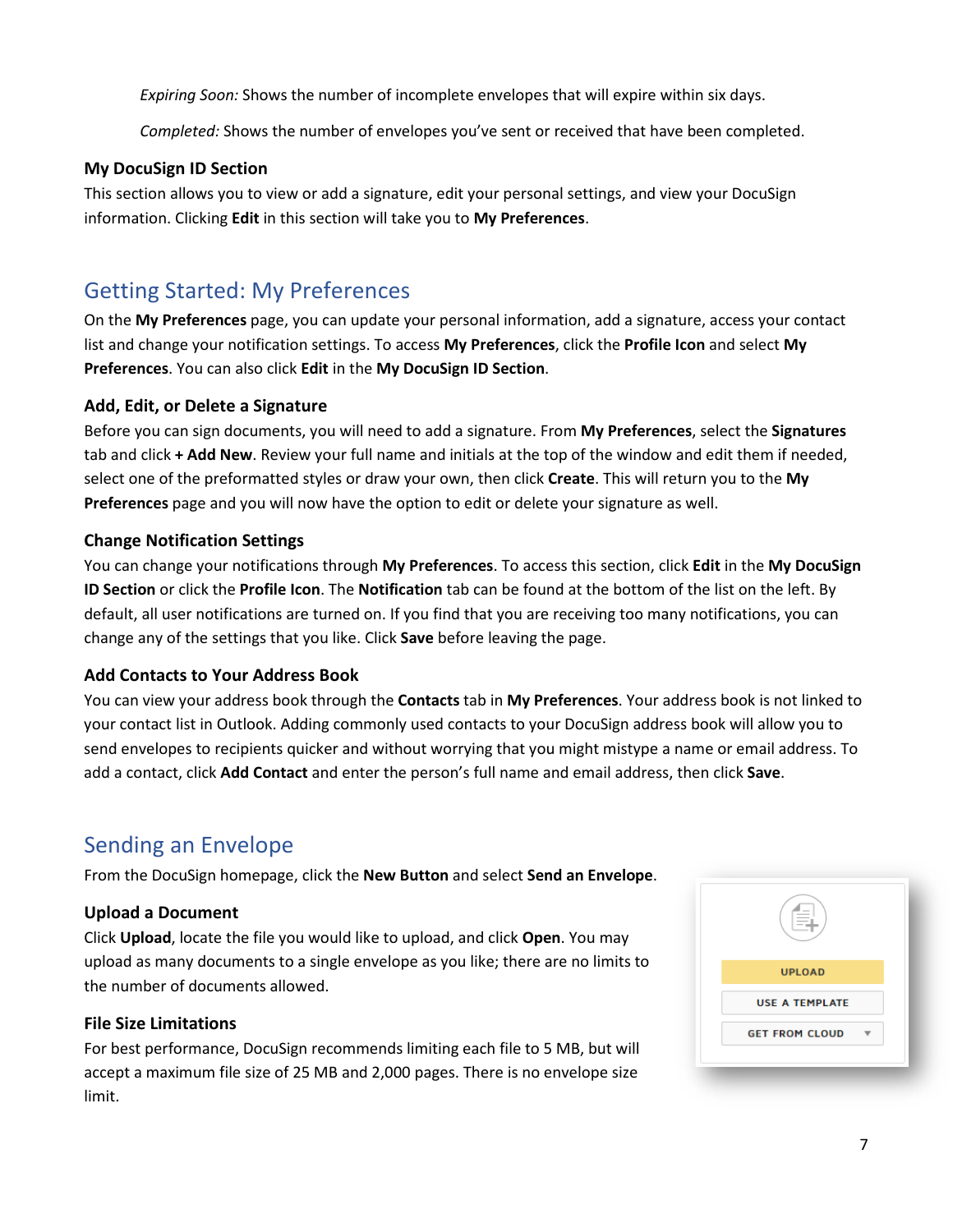*Expiring Soon:* Shows the number of incomplete envelopes that will expire within six days.

*Completed:* Shows the number of envelopes you've sent or received that have been completed.

### My DocuSign ID Section

This section allows you to view or add a signature, edit your personal settings, and view your DocuSign information. Clicking **Edit** in this section will take you to **My Preferences**.

## Getting Started: My Preferences

On the **My Preferences** page, you can update your personal information, add a signature, access your contact list and change your notification settings. To access **My Preferences**, click the **Profile Icon** and select **My Preferences**. You can also click **Edit** in the **My DocuSign ID Section**.

### Add, Edit, or Delete a Signature

Before you can sign documents, you will need to add a signature. From **My Preferences**, select the **Signatures** tab and click **+ Add New**. Review your full name and initials at the top of the window and edit them if needed, select one of the preformatted styles or draw your own, then click **Create**. This will return you to the **My Preferences** page and you will now have the option to edit or delete your signature as well.

### Change Notification Settings

You can change your notifications through **My Preferences**. To access this section, click **Edit** in the **My DocuSign ID Section** or click the **Profile Icon**. The **Notification** tab can be found at the bottom of the list on the left. By default, all user notifications are turned on. If you find that you are receiving too many notifications, you can change any of the settings that you like. Click **Save** before leaving the page.

### Add Contacts to Your Address Book

You can view your address book through the **Contacts** tab in **My Preferences**. Your address book is not linked to your contact list in Outlook. Adding commonly used contacts to your DocuSign address book will allow you to send envelopes to recipients quicker and without worrying that you might mistype a name or email address. To add a contact, click **Add Contact** and enter the person's full name and email address, then click **Save**.

## Sending an Envelope

From the DocuSign homepage, click the **New Button** and select **Send an Envelope**.

UPLOAD

USE A TEMPLATE

GET FROM CLOUD

### Upload a Document

Click **Upload**, locate the file you would like to upload, and click **Open**. You may upload as many documents to a single envelope as you like; there are no limits to the number of documents allowed.

### File Size Limitations

For best performance, DocuSign recommends limiting each file to 5 MB, but will accept a maximum file size of 25 MB and 2,000 pages. There is no envelope size limit.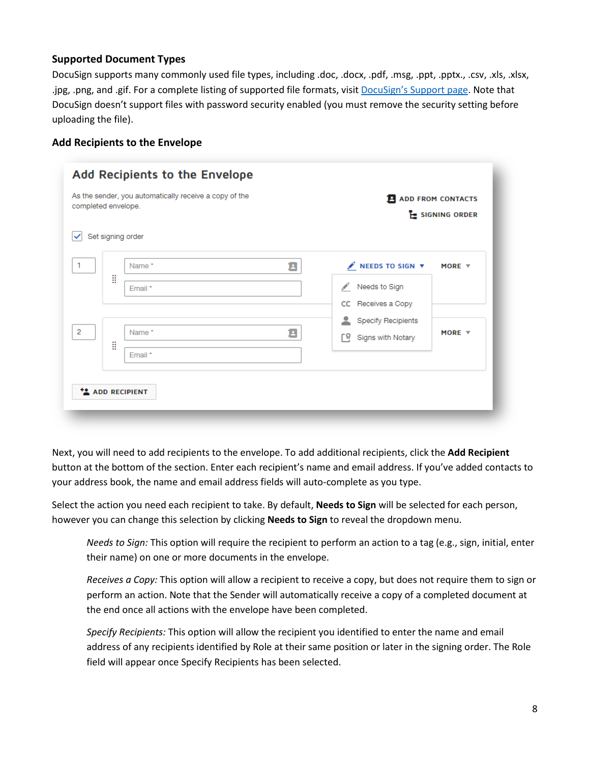### Supported Document Types

DocuSign supports many commonly used file types, including .doc, .docx, .pdf, .msg, .ppt, .pptx., .csv, .xls, .xlsx, .jpg, .png, and .gif. For a complete listing of supported file formats, visit [DocuSign's Support page](). Note that DocuSign doesn't support files with password security enabled (you must remove the security setting before uploading the file).

### Add Recipients to the Envelope

Next, you will need to add recipients to the envelope. To add additional recipients, click the **Add Recipient** button at the bottom of the section. Enter each recipient's name and email address. If you've added contacts to your address book, the name and email address fields will auto-complete as you type.

Select the action you need each recipient to take. By default, **Needs to Sign** will be selected for each person, however you can change this selection by clicking **Needs to Sign** to reveal the dropdown menu.

> *Needs to Sign:* This option will require the recipient to perform an action to a tag (e.g., sign, initial, enter their name) on one or more documents in the envelope.
>
> *Receives a Copy:* This option will allow a recipient to receive a copy, but does not require them to sign or perform an action. Note that the Sender will automatically receive a copy of a completed document at the end once all actions with the envelope have been completed.
>
> *Specify Recipients:* This option will allow the recipient you identified to enter the name and email address of any recipients identified by Role at their same position or later in the signing order. The Role field will appear once Specify Recipients has been selected.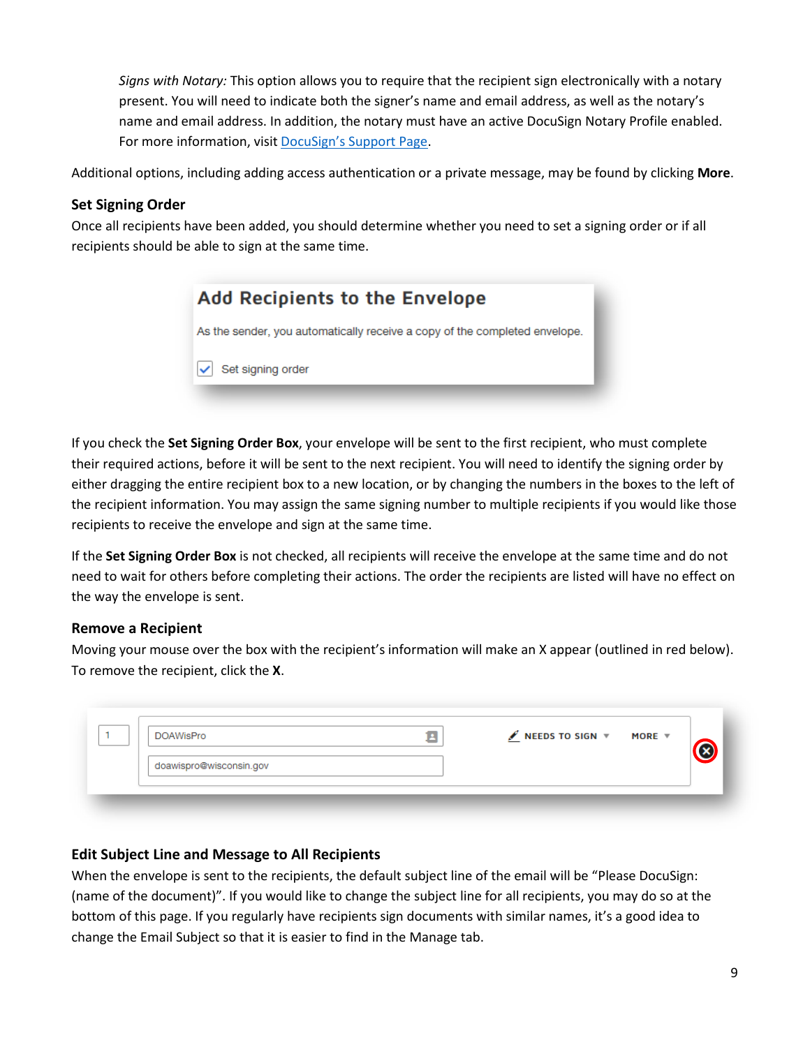*Signs with Notary:* This option allows you to require that the recipient sign electronically with a notary present. You will need to indicate both the signer's name and email address, as well as the notary's name and email address. In addition, the notary must have an active DocuSign Notary Profile enabled. For more information, visit [DocuSign's Support Page](#).

Additional options, including adding access authentication or a private message, may be found by clicking **More**.

### Set Signing Order

Once all recipients have been added, you should determine whether you need to set a signing order or if all recipients should be able to sign at the same time.

If you check the **Set Signing Order Box**, your envelope will be sent to the first recipient, who must complete their required actions, before it will be sent to the next recipient. You will need to identify the signing order by either dragging the entire recipient box to a new location, or by changing the numbers in the boxes to the left of the recipient information. You may assign the same signing number to multiple recipients if you would like those recipients to receive the envelope and sign at the same time.

If the **Set Signing Order Box** is not checked, all recipients will receive the envelope at the same time and do not need to wait for others before completing their actions. The order the recipients are listed will have no effect on the way the envelope is sent.

### Remove a Recipient

Moving your mouse over the box with the recipient's information will make an X appear (outlined in red below). To remove the recipient, click the **X**.

### Edit Subject Line and Message to All Recipients

When the envelope is sent to the recipients, the default subject line of the email will be "Please DocuSign: (name of the document)". If you would like to change the subject line for all recipients, you may do so at the bottom of this page. If you regularly have recipients sign documents with similar names, it's a good idea to change the Email Subject so that it is easier to find in the Manage tab.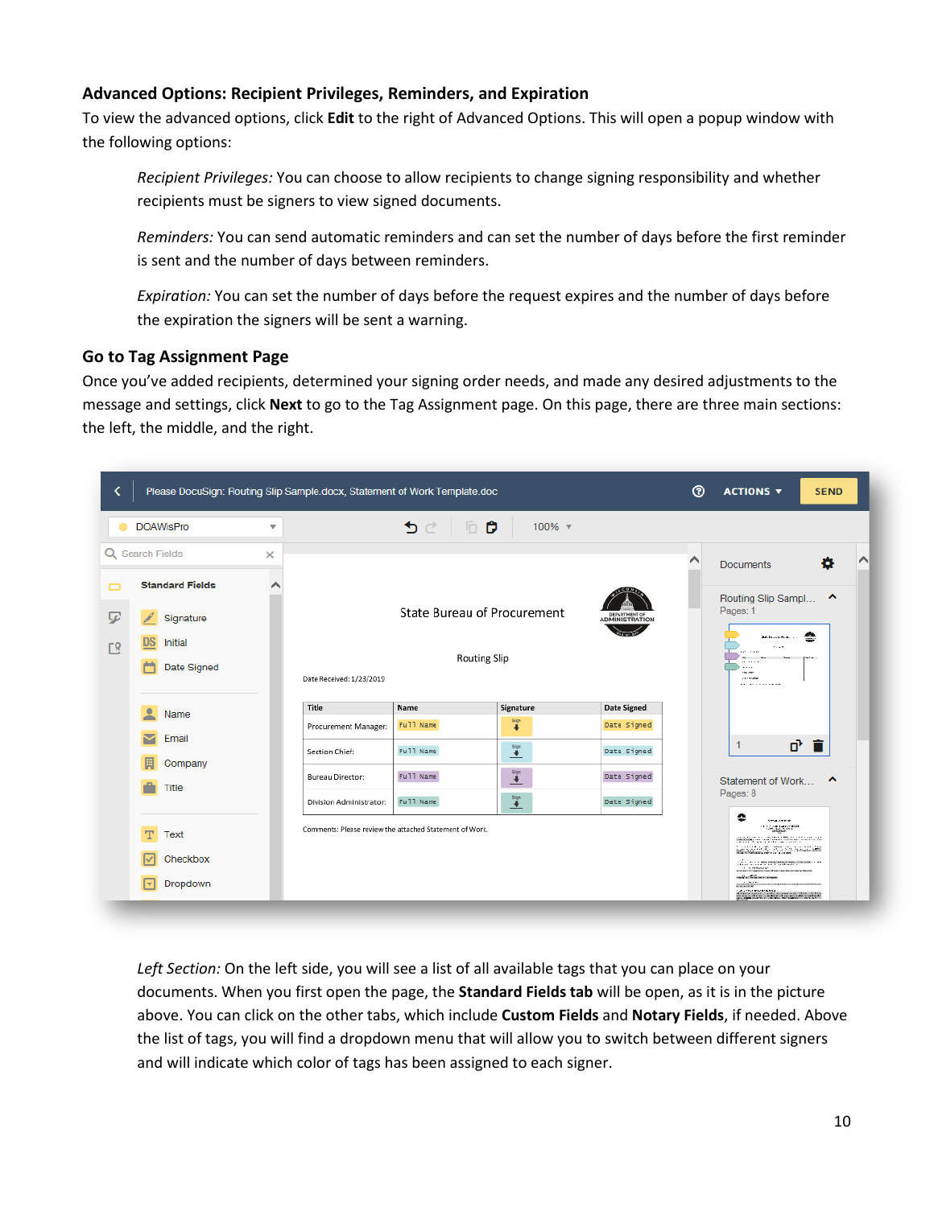### Advanced Options: Recipient Privileges, Reminders, and Expiration

To view the advanced options, click **Edit** to the right of Advanced Options. This will open a popup window with the following options:

> *Recipient Privileges:* You can choose to allow recipients to change signing responsibility and whether recipients must be signers to view signed documents.
>
> *Reminders:* You can send automatic reminders and can set the number of days before the first reminder is sent and the number of days between reminders.
>
> *Expiration:* You can set the number of days before the request expires and the number of days before the expiration the signers will be sent a warning.

### Go to Tag Assignment Page

Once you've added recipients, determined your signing order needs, and made any desired adjustments to the message and settings, click **Next** to go to the Tag Assignment page. On this page, there are three main sections: the left, the middle, and the right.

> *Left Section:* On the left side, you will see a list of all available tags that you can place on your documents. When you first open the page, the **Standard Fields tab** will be open, as it is in the picture above. You can click on the other tabs, which include **Custom Fields** and **Notary Fields**, if needed. Above the list of tags, you will find a dropdown menu that will allow you to switch between different signers and will indicate which color of tags has been assigned to each signer.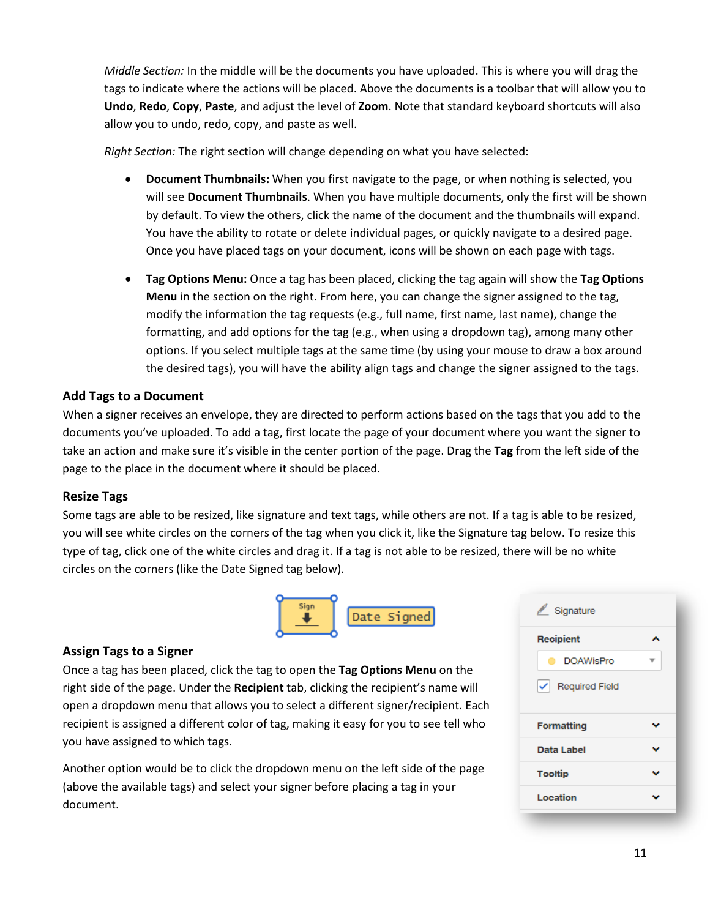*Middle Section:* In the middle will be the documents you have uploaded. This is where you will drag the tags to indicate where the actions will be placed. Above the documents is a toolbar that will allow you to **Undo**, **Redo**, **Copy**, **Paste**, and adjust the level of **Zoom**. Note that standard keyboard shortcuts will also allow you to undo, redo, copy, and paste as well.

*Right Section:* The right section will change depending on what you have selected:

- **Document Thumbnails:** When you first navigate to the page, or when nothing is selected, you will see **Document Thumbnails**. When you have multiple documents, only the first will be shown by default. To view the others, click the name of the document and the thumbnails will expand. You have the ability to rotate or delete individual pages, or quickly navigate to a desired page. Once you have placed tags on your document, icons will be shown on each page with tags.
- **Tag Options Menu:** Once a tag has been placed, clicking the tag again will show the **Tag Options Menu** in the section on the right. From here, you can change the signer assigned to the tag, modify the information the tag requests (e.g., full name, first name, last name), change the formatting, and add options for the tag (e.g., when using a dropdown tag), among many other options. If you select multiple tags at the same time (by using your mouse to draw a box around the desired tags), you will have the ability align tags and change the signer assigned to the tags.

## Add Tags to a Document

When a signer receives an envelope, they are directed to perform actions based on the tags that you add to the documents you've uploaded. To add a tag, first locate the page of your document where you want the signer to take an action and make sure it's visible in the center portion of the page. Drag the **Tag** from the left side of the page to the place in the document where it should be placed.

## Resize Tags

Some tags are able to be resized, like signature and text tags, while others are not. If a tag is able to be resized, you will see white circles on the corners of the tag when you click it, like the Signature tag below. To resize this type of tag, click one of the white circles and drag it. If a tag is not able to be resized, there will be no white circles on the corners (like the Date Signed tag below).

Sign

Date Signed

## Assign Tags to a Signer

Once a tag has been placed, click the tag to open the **Tag Options Menu** on the right side of the page. Under the **Recipient** tab, clicking the recipient's name will open a dropdown menu that allows you to select a different signer/recipient. Each recipient is assigned a different color of tag, making it easy for you to see tell who you have assigned to which tags.

Another option would be to click the dropdown menu on the left side of the page (above the available tags) and select your signer before placing a tag in your document.

Signature

Recipient

DOAWisPro

Required Field

Formatting

Data Label

Tooltip

Location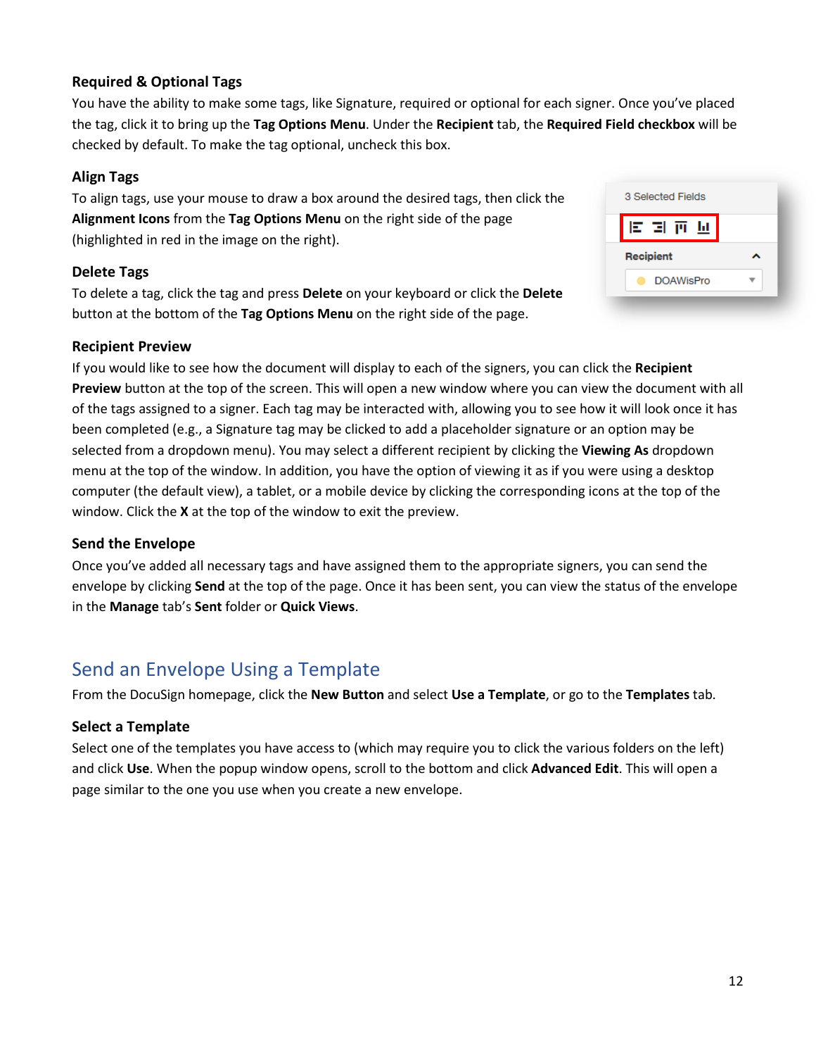### Required & Optional Tags

You have the ability to make some tags, like Signature, required or optional for each signer. Once you've placed the tag, click it to bring up the **Tag Options Menu**. Under the **Recipient** tab, the **Required Field checkbox** will be checked by default. To make the tag optional, uncheck this box.

### Align Tags

To align tags, use your mouse to draw a box around the desired tags, then click the **Alignment Icons** from the **Tag Options Menu** on the right side of the page (highlighted in red in the image on the right).

### Delete Tags

To delete a tag, click the tag and press **Delete** on your keyboard or click the **Delete** button at the bottom of the **Tag Options Menu** on the right side of the page.

### Recipient Preview

If you would like to see how the document will display to each of the signers, you can click the **Recipient Preview** button at the top of the screen. This will open a new window where you can view the document with all of the tags assigned to a signer. Each tag may be interacted with, allowing you to see how it will look once it has been completed (e.g., a Signature tag may be clicked to add a placeholder signature or an option may be selected from a dropdown menu). You may select a different recipient by clicking the **Viewing As** dropdown menu at the top of the window. In addition, you have the option of viewing it as if you were using a desktop computer (the default view), a tablet, or a mobile device by clicking the corresponding icons at the top of the window. Click the **X** at the top of the window to exit the preview.

### Send the Envelope

Once you've added all necessary tags and have assigned them to the appropriate signers, you can send the envelope by clicking **Send** at the top of the page. Once it has been sent, you can view the status of the envelope in the **Manage** tab's **Sent** folder or **Quick Views**.

## Send an Envelope Using a Template

From the DocuSign homepage, click the **New Button** and select **Use a Template**, or go to the **Templates** tab.

### Select a Template

Select one of the templates you have access to (which may require you to click the various folders on the left) and click **Use**. When the popup window opens, scroll to the bottom and click **Advanced Edit**. This will open a page similar to the one you use when you create a new envelope.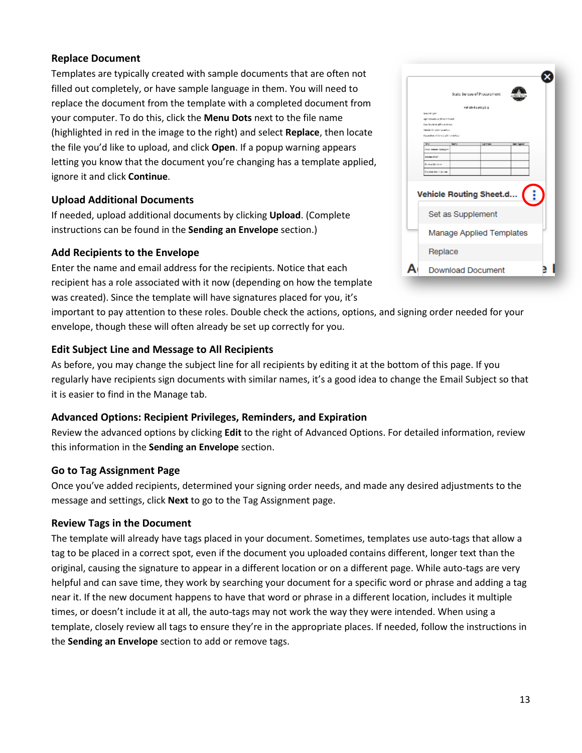### Replace Document

Templates are typically created with sample documents that are often not filled out completely, or have sample language in them. You will need to replace the document from the template with a completed document from your computer. To do this, click the **Menu Dots** next to the file name (highlighted in red in the image to the right) and select **Replace**, then locate the file you'd like to upload, and click **Open**. If a popup warning appears letting you know that the document you're changing has a template applied, ignore it and click **Continue**.

### Upload Additional Documents

If needed, upload additional documents by clicking **Upload**. (Complete instructions can be found in the **Sending an Envelope** section.)

### Add Recipients to the Envelope

Enter the name and email address for the recipients. Notice that each recipient has a role associated with it now (depending on how the template was created). Since the template will have signatures placed for you, it's important to pay attention to these roles. Double check the actions, options, and signing order needed for your envelope, though these will often already be set up correctly for you.

### Edit Subject Line and Message to All Recipients

As before, you may change the subject line for all recipients by editing it at the bottom of this page. If you regularly have recipients sign documents with similar names, it's a good idea to change the Email Subject so that it is easier to find in the Manage tab.

### Advanced Options: Recipient Privileges, Reminders, and Expiration

Review the advanced options by clicking **Edit** to the right of Advanced Options. For detailed information, review this information in the **Sending an Envelope** section.

### Go to Tag Assignment Page

Once you've added recipients, determined your signing order needs, and made any desired adjustments to the message and settings, click **Next** to go to the Tag Assignment page.

### Review Tags in the Document

The template will already have tags placed in your document. Sometimes, templates use auto-tags that allow a tag to be placed in a correct spot, even if the document you uploaded contains different, longer text than the original, causing the signature to appear in a different location or on a different page. While auto-tags are very helpful and can save time, they work by searching your document for a specific word or phrase and adding a tag near it. If the new document happens to have that word or phrase in a different location, includes it multiple times, or doesn't include it at all, the auto-tags may not work the way they were intended. When using a template, closely review all tags to ensure they're in the appropriate places. If needed, follow the instructions in the **Sending an Envelope** section to add or remove tags.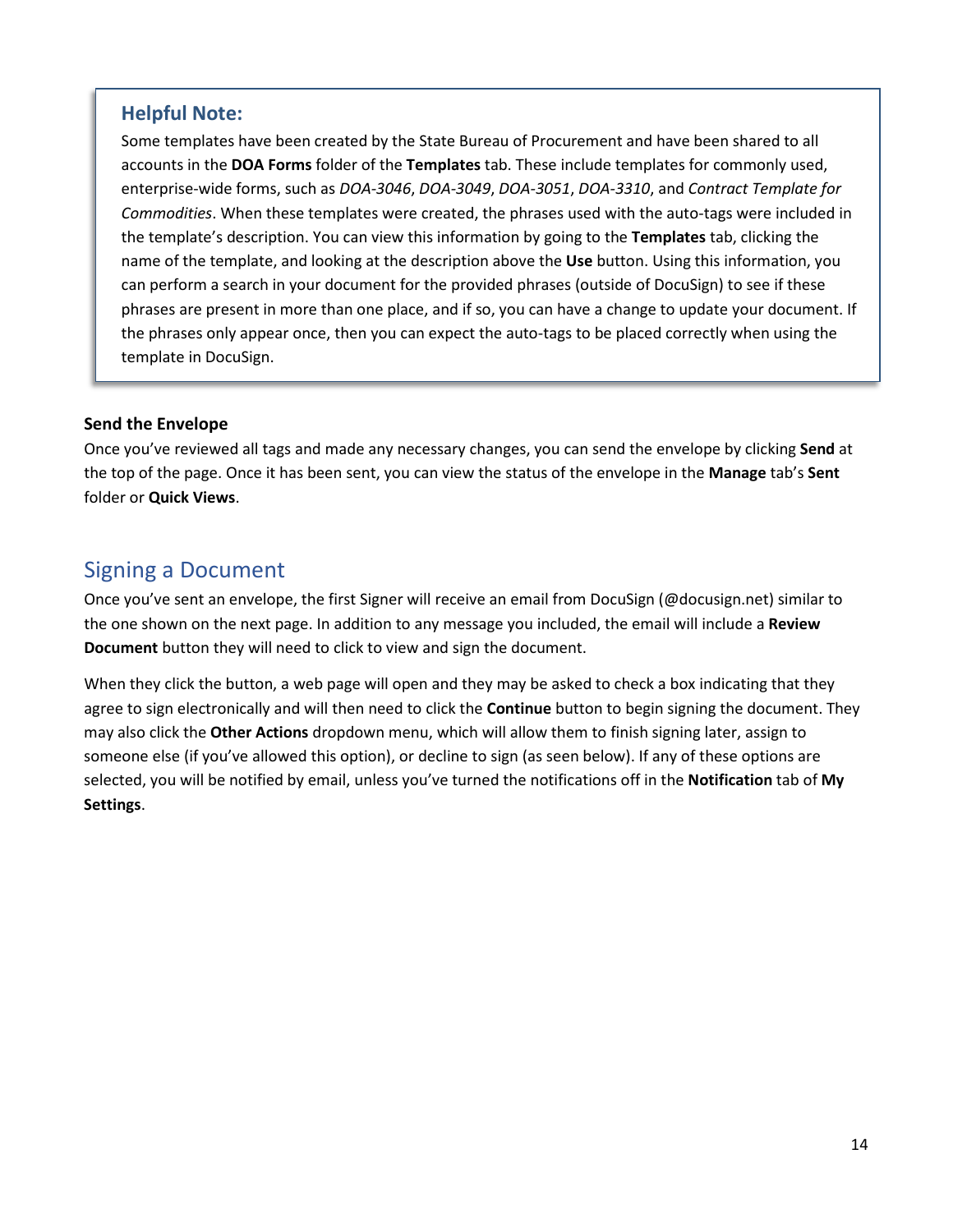### Helpful Note:

Some templates have been created by the State Bureau of Procurement and have been shared to all accounts in the **DOA Forms** folder of the **Templates** tab. These include templates for commonly used, enterprise-wide forms, such as *DOA-3046*, *DOA-3049*, *DOA-3051*, *DOA-3310*, and *Contract Template for Commodities*. When these templates were created, the phrases used with the auto-tags were included in the template's description. You can view this information by going to the **Templates** tab, clicking the name of the template, and looking at the description above the **Use** button. Using this information, you can perform a search in your document for the provided phrases (outside of DocuSign) to see if these phrases are present in more than one place, and if so, you can have a change to update your document. If the phrases only appear once, then you can expect the auto-tags to be placed correctly when using the template in DocuSign.

**Send the Envelope**

Once you've reviewed all tags and made any necessary changes, you can send the envelope by clicking **Send** at the top of the page. Once it has been sent, you can view the status of the envelope in the **Manage** tab's **Sent** folder or **Quick Views**.

## Signing a Document

Once you've sent an envelope, the first Signer will receive an email from DocuSign (@docusign.net) similar to the one shown on the next page. In addition to any message you included, the email will include a **Review Document** button they will need to click to view and sign the document.

When they click the button, a web page will open and they may be asked to check a box indicating that they agree to sign electronically and will then need to click the **Continue** button to begin signing the document. They may also click the **Other Actions** dropdown menu, which will allow them to finish signing later, assign to someone else (if you've allowed this option), or decline to sign (as seen below). If any of these options are selected, you will be notified by email, unless you've turned the notifications off in the **Notification** tab of **My Settings**.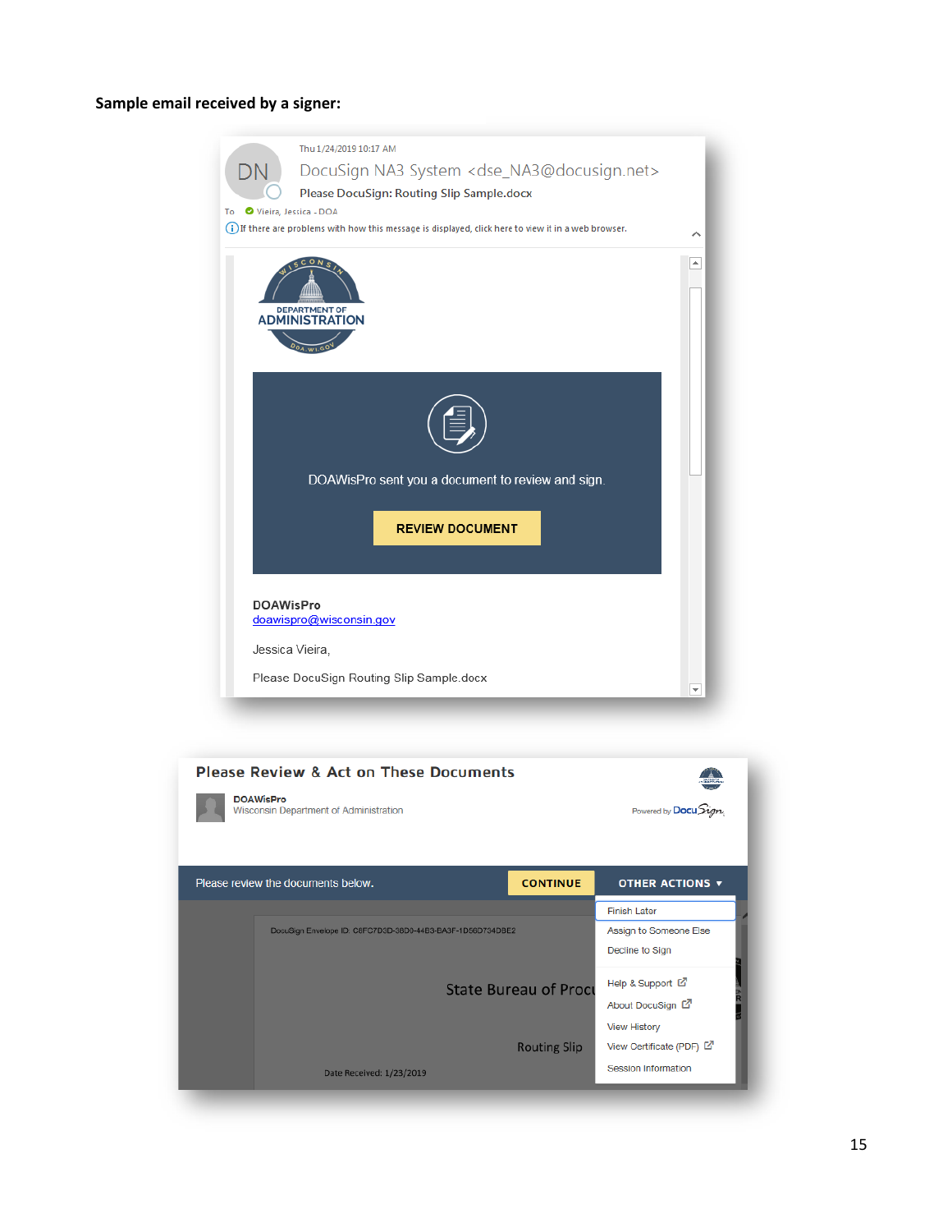**Sample email received by a signer:**

Thu 1/24/2019 10:17 AM

DocuSign NA3 System <dse_NA3@docusign.net>

Please DocuSign: Routing Slip Sample.docx

To Vieira, Jessica - DOA

If there are problems with how this message is displayed, click here to view it in a web browser.

DEPARTMENT OF ADMINISTRATION

DOAWisPro sent you a document to review and sign.

REVIEW DOCUMENT

DOAWisPro
doawispro@wisconsin.gov

Jessica Vieira,

Please DocuSign Routing Slip Sample.docx

Please Review & Act on These Documents

DOAWisPro
Wisconsin Department of Administration

Powered by DocuSign

Please review the documents below.

CONTINUE

OTHER ACTIONS ▾

- Finish Later
- Assign to Someone Else
- Decline to Sign
- Help & Support
- About DocuSign
- View History
- View Certificate (PDF)
- Session Information

DocuSign Envelope ID: C8FC7D3D-36D0-44B3-BA3F-1D50D734DBE2

State Bureau of Proc

Routing Slip

Date Received: 1/23/2019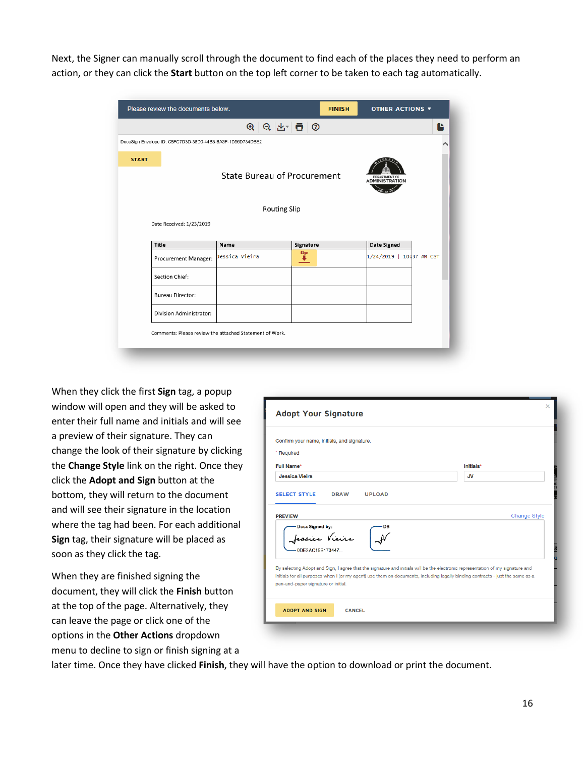Next, the Signer can manually scroll through the document to find each of the places they need to perform an action, or they can click the **Start** button on the top left corner to be taken to each tag automatically.

When they click the first **Sign** tag, a popup window will open and they will be asked to enter their full name and initials and will see a preview of their signature. They can change the look of their signature by clicking the **Change Style** link on the right. Once they click the **Adopt and Sign** button at the bottom, they will return to the document and will see their signature in the location where the tag had been. For each additional **Sign** tag, their signature will be placed as soon as they click the tag.

When they are finished signing the document, they will click the **Finish** button at the top of the page. Alternatively, they can leave the page or click one of the options in the **Other Actions** dropdown menu to decline to sign or finish signing at a later time. Once they have clicked **Finish**, they will have the option to download or print the document.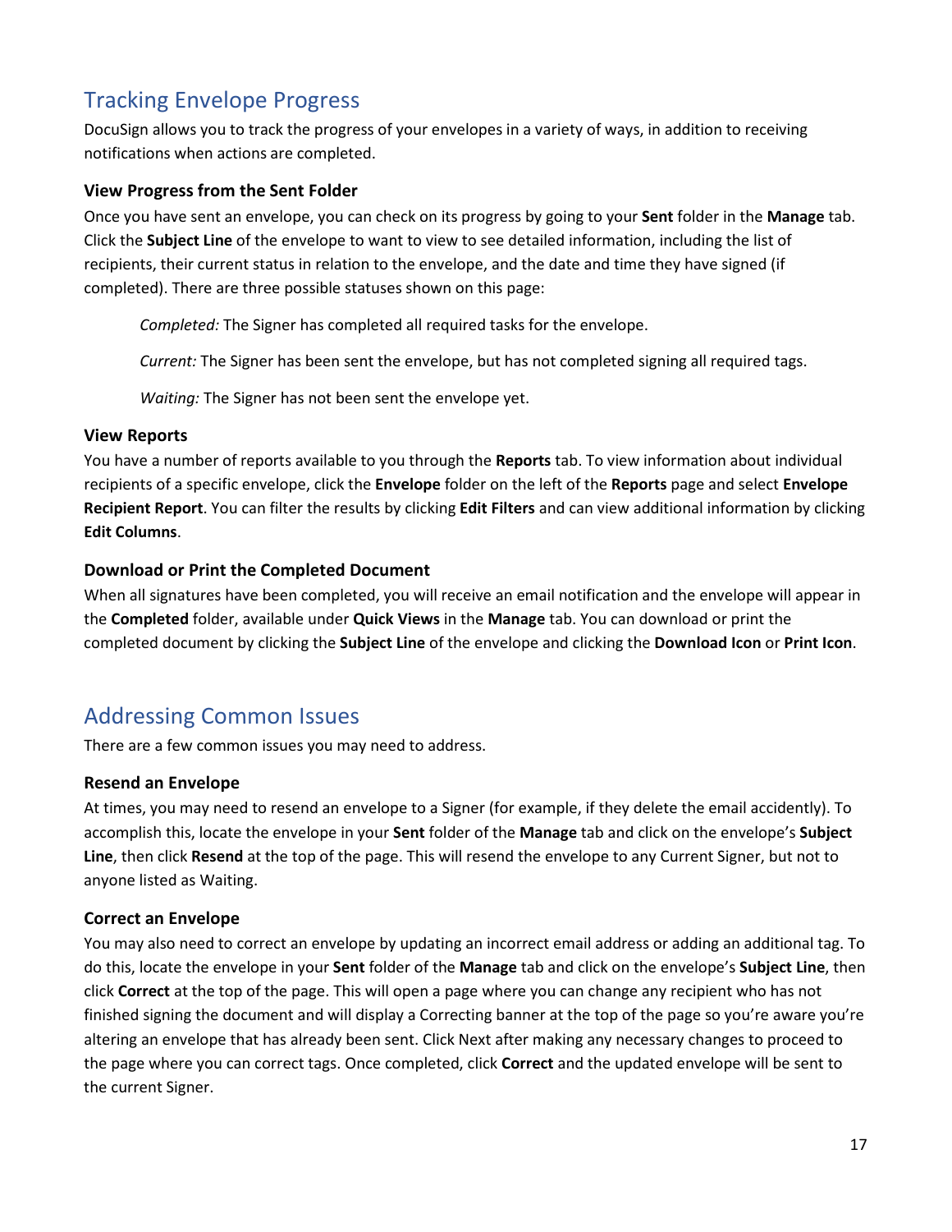## Tracking Envelope Progress

DocuSign allows you to track the progress of your envelopes in a variety of ways, in addition to receiving notifications when actions are completed.

### View Progress from the Sent Folder

Once you have sent an envelope, you can check on its progress by going to your **Sent** folder in the **Manage** tab. Click the **Subject Line** of the envelope to want to view to see detailed information, including the list of recipients, their current status in relation to the envelope, and the date and time they have signed (if completed). There are three possible statuses shown on this page:

> *Completed:* The Signer has completed all required tasks for the envelope.
>
> *Current:* The Signer has been sent the envelope, but has not completed signing all required tags.
>
> *Waiting:* The Signer has not been sent the envelope yet.

### View Reports

You have a number of reports available to you through the **Reports** tab. To view information about individual recipients of a specific envelope, click the **Envelope** folder on the left of the **Reports** page and select **Envelope Recipient Report**. You can filter the results by clicking **Edit Filters** and can view additional information by clicking **Edit Columns**.

### Download or Print the Completed Document

When all signatures have been completed, you will receive an email notification and the envelope will appear in the **Completed** folder, available under **Quick Views** in the **Manage** tab. You can download or print the completed document by clicking the **Subject Line** of the envelope and clicking the **Download Icon** or **Print Icon**.

## Addressing Common Issues

There are a few common issues you may need to address.

### Resend an Envelope

At times, you may need to resend an envelope to a Signer (for example, if they delete the email accidently). To accomplish this, locate the envelope in your **Sent** folder of the **Manage** tab and click on the envelope's **Subject Line**, then click **Resend** at the top of the page. This will resend the envelope to any Current Signer, but not to anyone listed as Waiting.

### Correct an Envelope

You may also need to correct an envelope by updating an incorrect email address or adding an additional tag. To do this, locate the envelope in your **Sent** folder of the **Manage** tab and click on the envelope's **Subject Line**, then click **Correct** at the top of the page. This will open a page where you can change any recipient who has not finished signing the document and will display a Correcting banner at the top of the page so you're aware you're altering an envelope that has already been sent. Click Next after making any necessary changes to proceed to the page where you can correct tags. Once completed, click **Correct** and the updated envelope will be sent to the current Signer.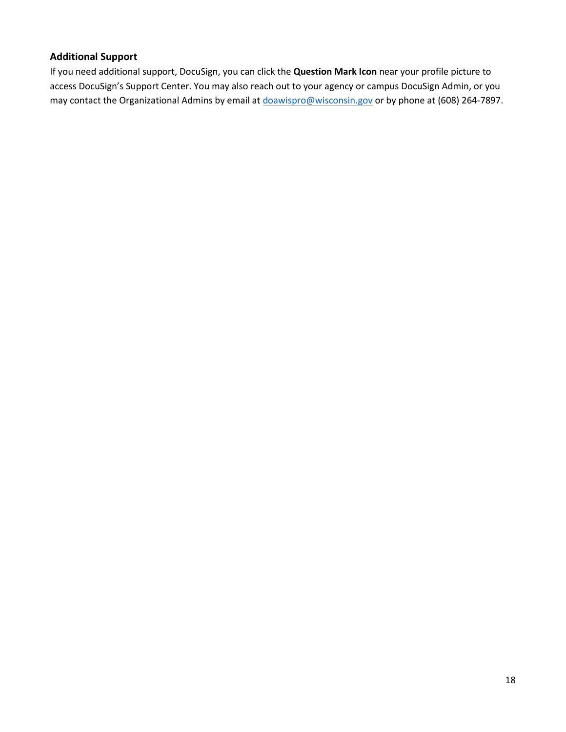### Additional Support

If you need additional support, DocuSign, you can click the **Question Mark Icon** near your profile picture to access DocuSign's Support Center. You may also reach out to your agency or campus DocuSign Admin, or you may contact the Organizational Admins by email at doawispro@wisconsin.gov or by phone at (608) 264-7897.